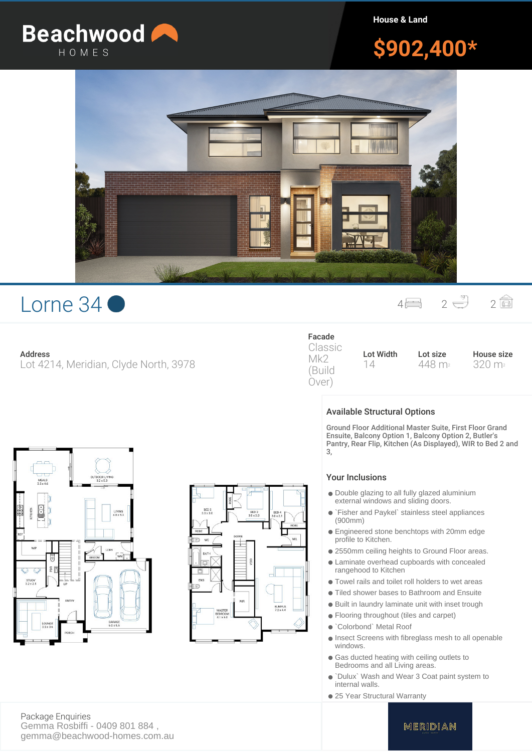# Beachwood HOMES

House & Land

**$902,400***

## Lorne 34

4 | 2 | 2

**Address**
Lot 4214, Meridian, Clyde North, 3978

| Facade | Lot Width | Lot size | House size |
|---|---|---|---|
| Classic Mk2 (Build Over) | 14 | 448 m2 | 320 m2 |

### Available Structural Options

Ground Floor Additional Master Suite, First Floor Grand Ensuite, Balcony Option 1, Balcony Option 2, Butler's Pantry, Rear Flip, Kitchen (As Displayed), WIR to Bed 2 and 3,

### Your Inclusions

- Double glazing to all fully glazed aluminium external windows and sliding doors.
- `Fisher and Paykel` stainless steel appliances (900mm)
- Engineered stone benchtops with 20mm edge profile to Kitchen.
- 2550mm ceiling heights to Ground Floor areas.
- Laminate overhead cupboards with concealed rangehood to Kitchen
- Towel rails and toilet roll holders to wet areas
- Tiled shower bases to Bathroom and Ensuite
- Built in laundry laminate unit with inset trough
- Flooring throughout (tiles and carpet)
- `Colorbond` Metal Roof
- Insect Screens with fibreglass mesh to all openable windows.
- Gas ducted heating with ceiling outlets to Bedrooms and all Living areas.
- `Dulux` Wash and Wear 3 Coat paint system to internal walls.
- 25 Year Structural Warranty

Package Enquiries
Gemma Rosbiffi - 0409 801 884 ,
gemma@beachwood-homes.com.au

MERIDIAN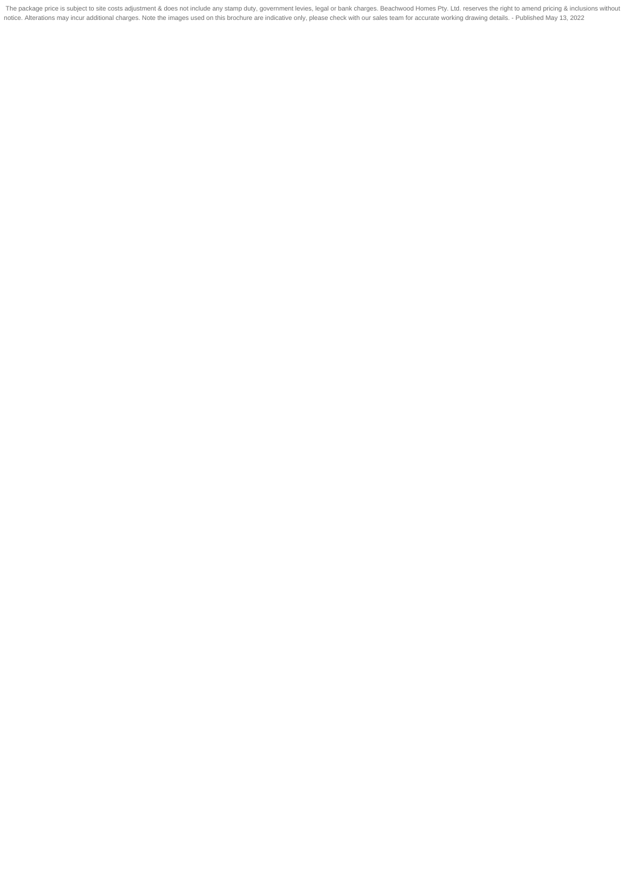The package price is subject to site costs adjustment & does not include any stamp duty, government levies, legal or bank charges. Beachwood Homes Pty. Ltd. reserves the right to amend pricing & inclusions without notice. Alterations may incur additional charges. Note the images used on this brochure are indicative only, please check with our sales team for accurate working drawing details. - Published May 13, 2022